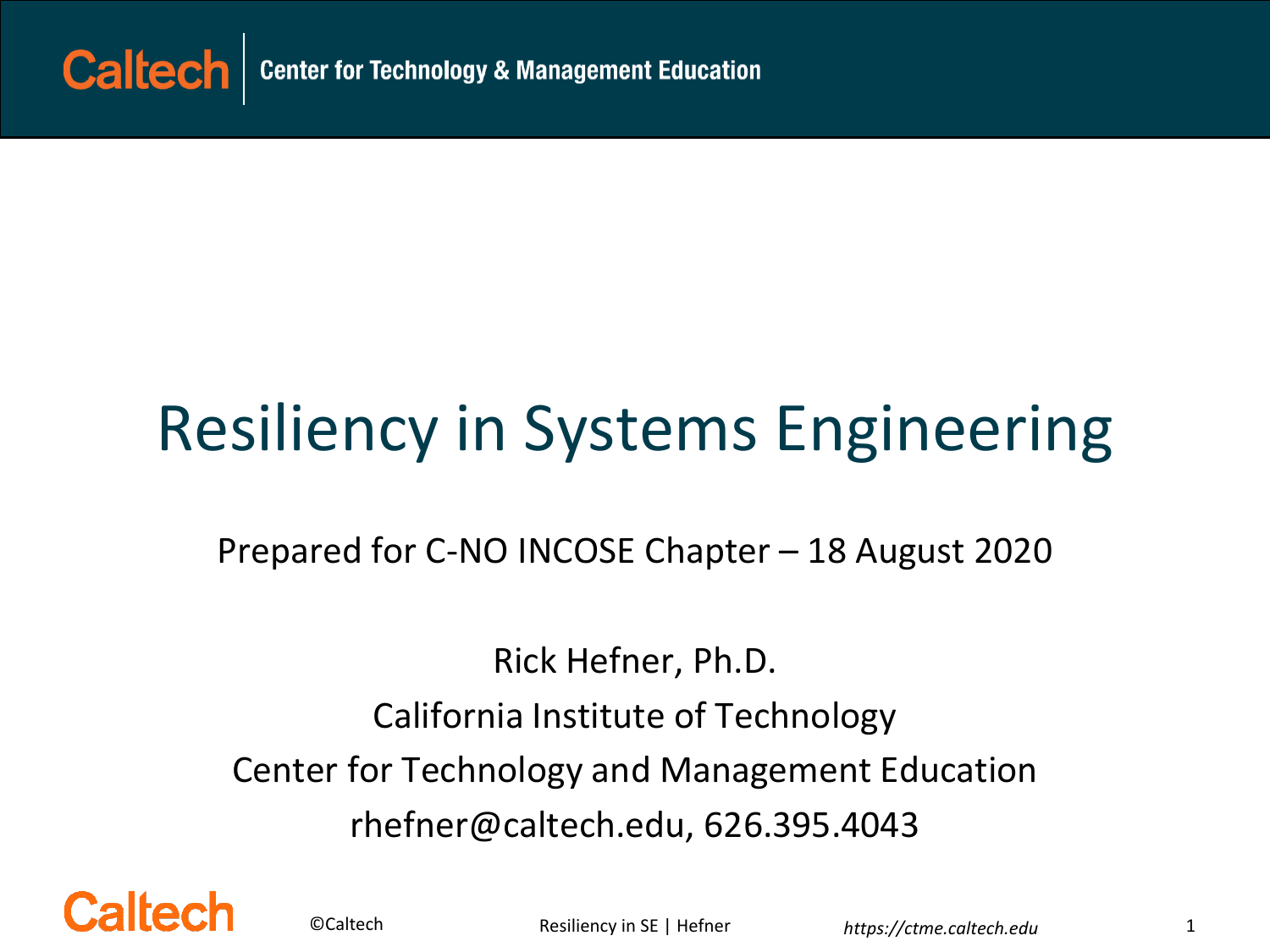# Resiliency in Systems Engineering

Prepared for C-NO INCOSE Chapter – 18 August 2020

Rick Hefner, Ph.D.

California Institute of Technology

Center for Technology and Management Education

rhefner@caltech.edu, 626.395.4043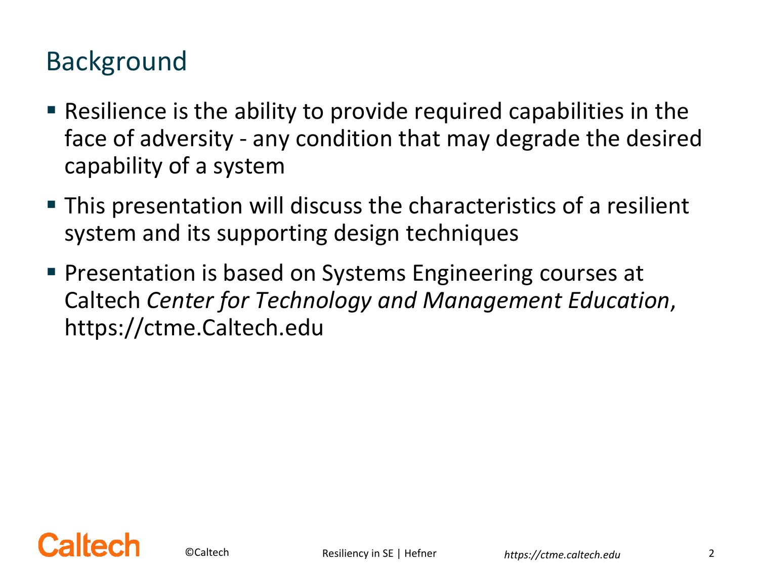## Background

- Resilience is the ability to provide required capabilities in the face of adversity - any condition that may degrade the desired capability of a system
- This presentation will discuss the characteristics of a resilient system and its supporting design techniques
- Presentation is based on Systems Engineering courses at Caltech *Center for Technology and Management Education*, https://ctme.Caltech.edu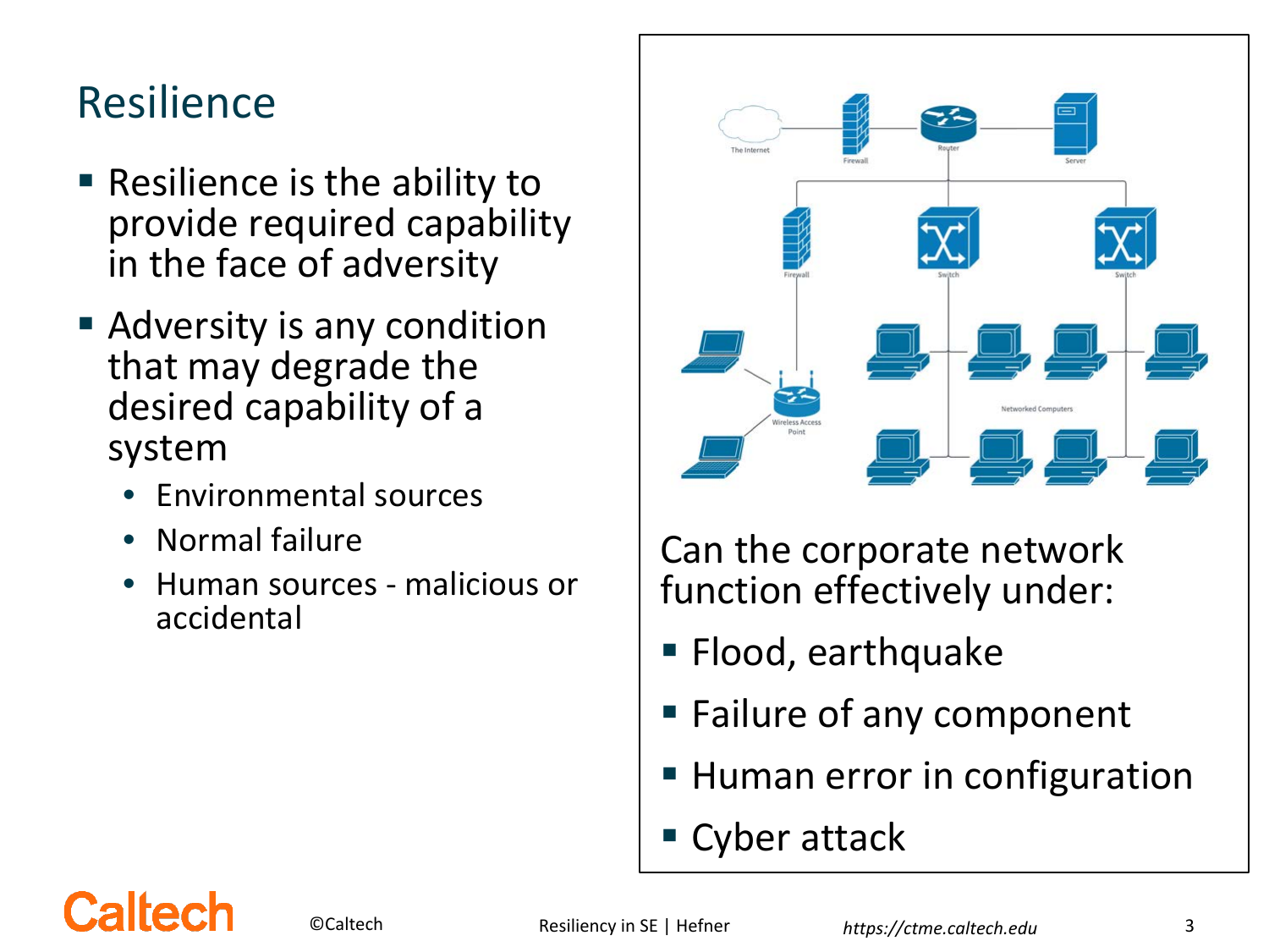# Resilience

- Resilience is the ability to provide required capability in the face of adversity
- Adversity is any condition that may degrade the desired capability of a system
  - Environmental sources
  - Normal failure
  - Human sources - malicious or accidental

Can the corporate network function effectively under:

- Flood, earthquake
- Failure of any component
- Human error in configuration
- Cyber attack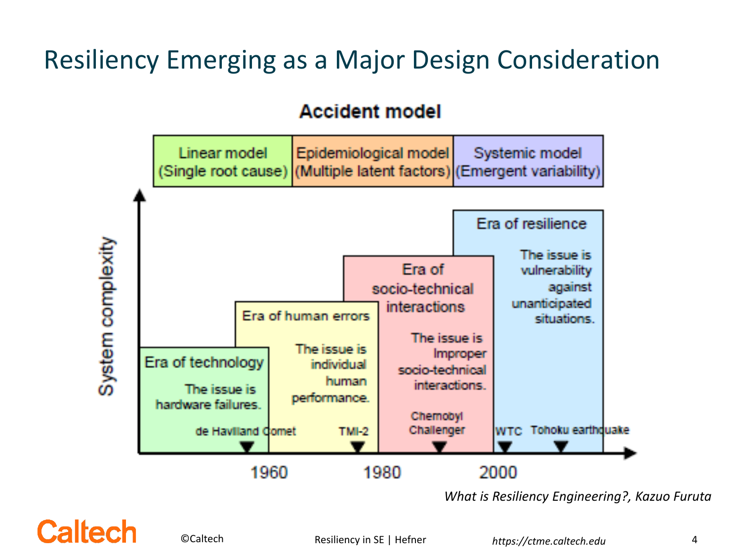# Resiliency Emerging as a Major Design Consideration

**Accident model**

| Linear model (Single root cause) | Epidemiological model (Multiple latent factors) | Systemic model (Emergent variability) |
| --- | --- | --- |

System complexity

**Era of technology**
The issue is hardware failures.

**Era of human errors**
The issue is individual human performance.

**Era of socio-technical interactions**
The issue is Improper socio-technical interactions.

**Era of resilience**
The issue is vulnerability against unanticipated situations.

de Havilland Comet — TMI-2 — Chernobyl, Challenger — WTC — Tohoku earthquake

1960 — 1980 — 2000

*What is Resiliency Engineering?, Kazuo Furuta*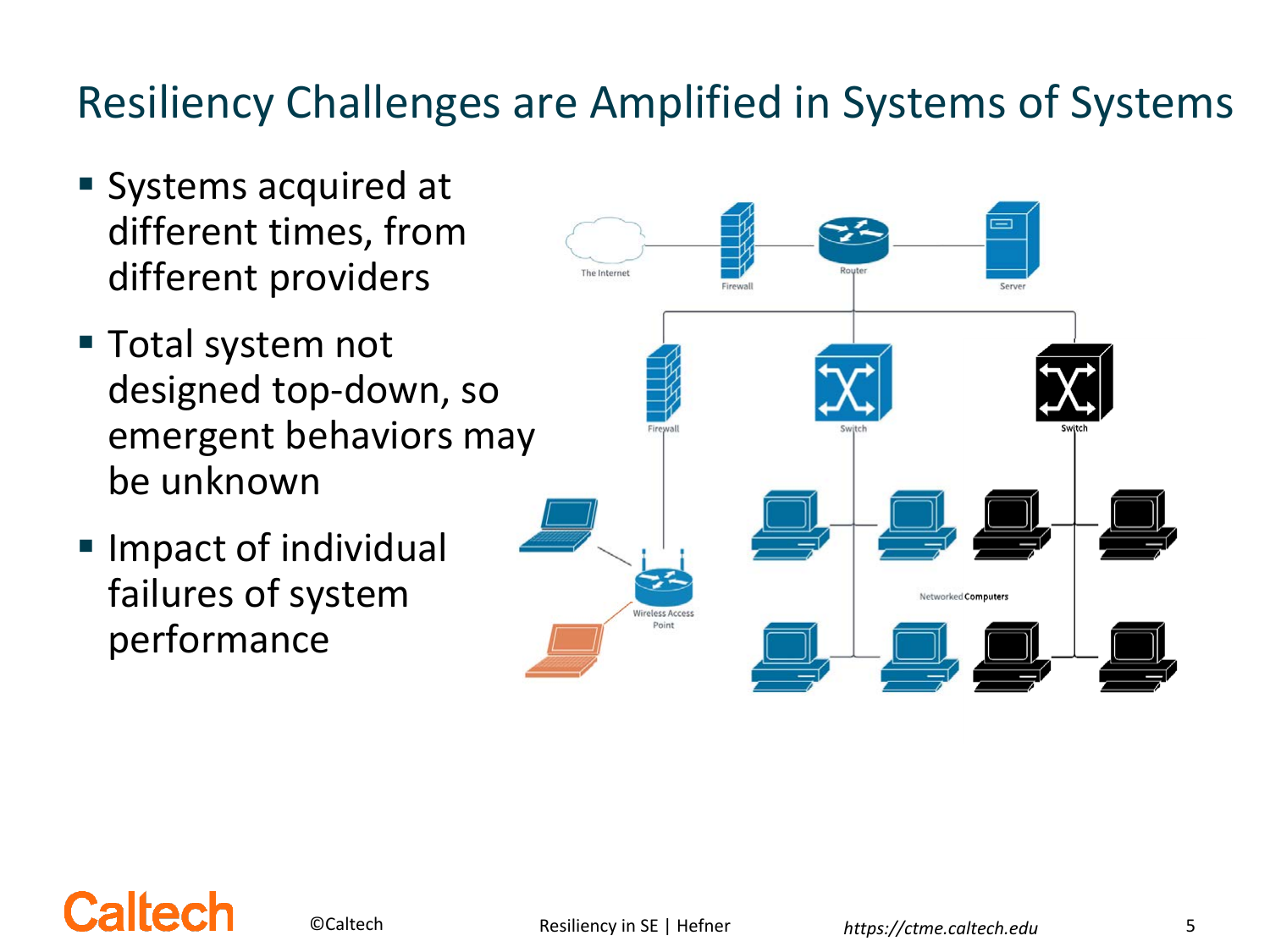# Resiliency Challenges are Amplified in Systems of Systems

- Systems acquired at different times, from different providers
- Total system not designed top-down, so emergent behaviors may be unknown
- Impact of individual failures of system performance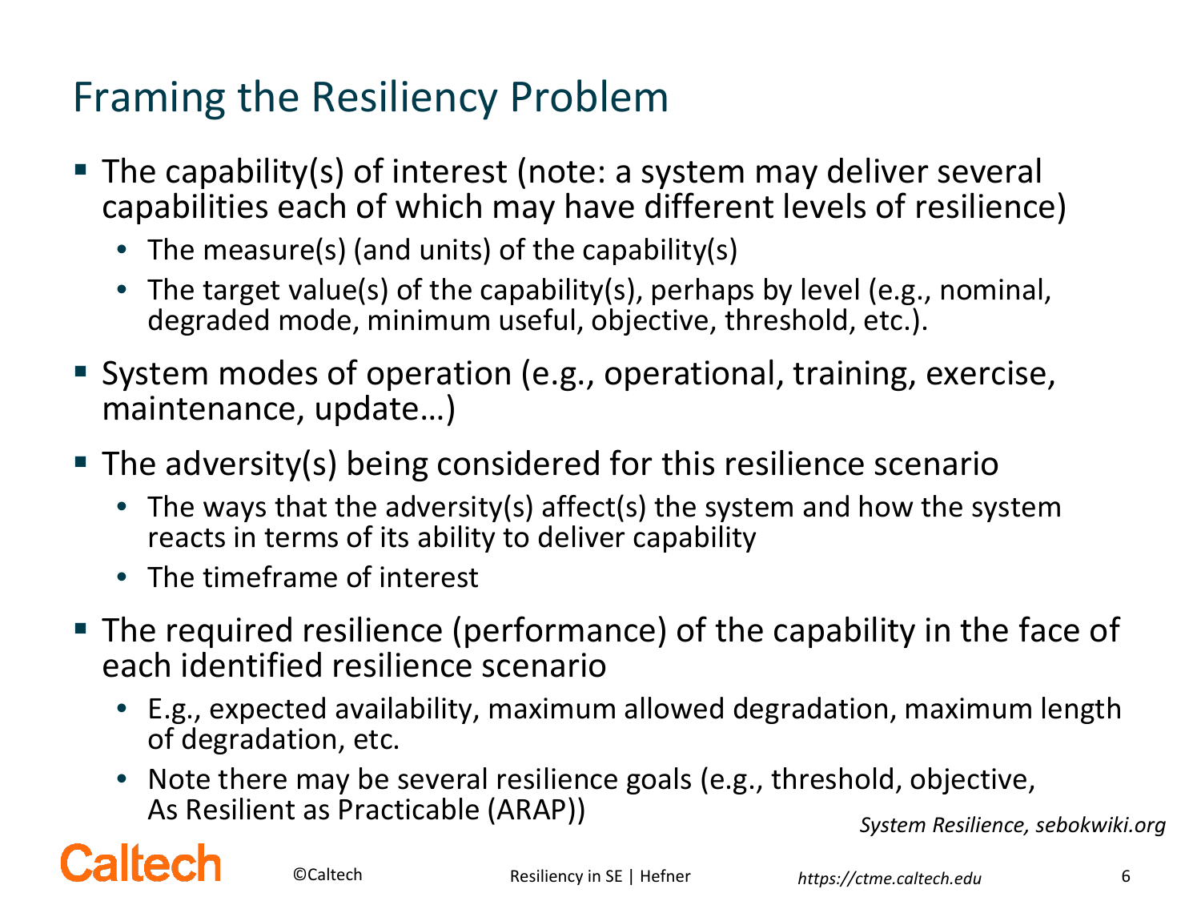# Framing the Resiliency Problem

- The capability(s) of interest (note: a system may deliver several capabilities each of which may have different levels of resilience)
  - The measure(s) (and units) of the capability(s)
  - The target value(s) of the capability(s), perhaps by level (e.g., nominal, degraded mode, minimum useful, objective, threshold, etc.).
- System modes of operation (e.g., operational, training, exercise, maintenance, update…)
- The adversity(s) being considered for this resilience scenario
  - The ways that the adversity(s) affect(s) the system and how the system reacts in terms of its ability to deliver capability
  - The timeframe of interest
- The required resilience (performance) of the capability in the face of each identified resilience scenario
  - E.g., expected availability, maximum allowed degradation, maximum length of degradation, etc.
  - Note there may be several resilience goals (e.g., threshold, objective, As Resilient as Practicable (ARAP))

*System Resilience, sebokwiki.org*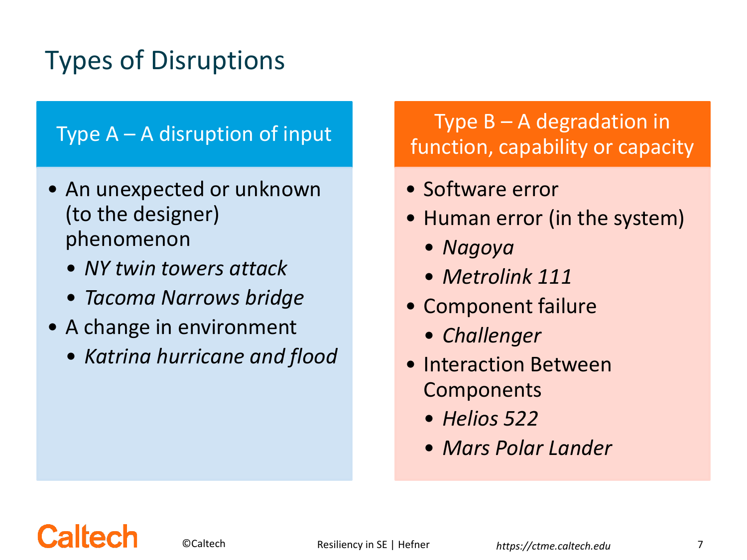# Types of Disruptions

## Type A – A disruption of input

- An unexpected or unknown (to the designer) phenomenon
  - *NY twin towers attack*
  - *Tacoma Narrows bridge*
- A change in environment
  - *Katrina hurricane and flood*

## Type B – A degradation in function, capability or capacity

- Software error
- Human error (in the system)
  - *Nagoya*
  - *Metrolink 111*
- Component failure
  - *Challenger*
- Interaction Between Components
  - *Helios 522*
  - *Mars Polar Lander*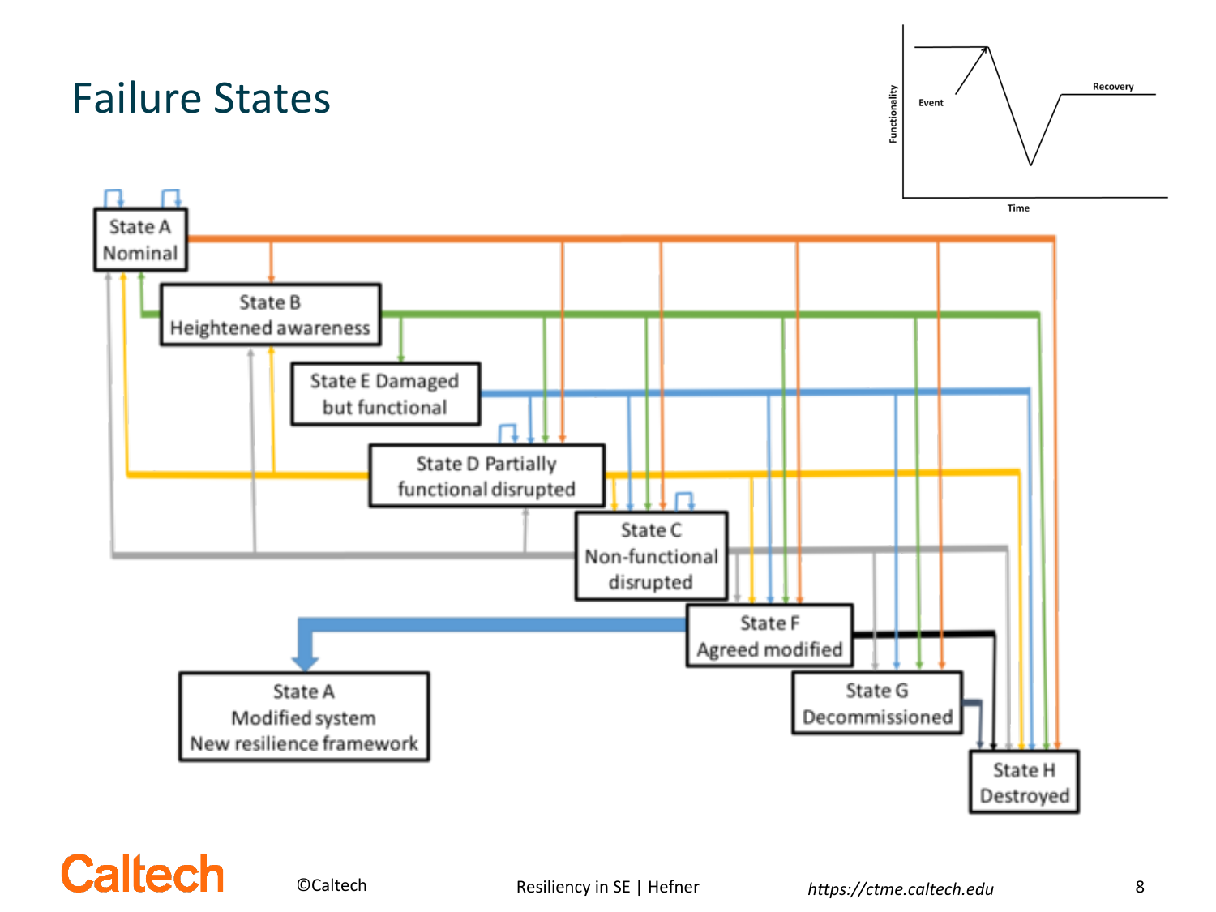# Failure States

State A
Nominal

State B
Heightened awareness

State E Damaged
but functional

State D Partially
functional disrupted

State C
Non-functional
disrupted

State F
Agreed modified

State A
Modified system
New resilience framework

State G
Decommissioned

State H
Destroyed

Functionality

Event

Recovery

Time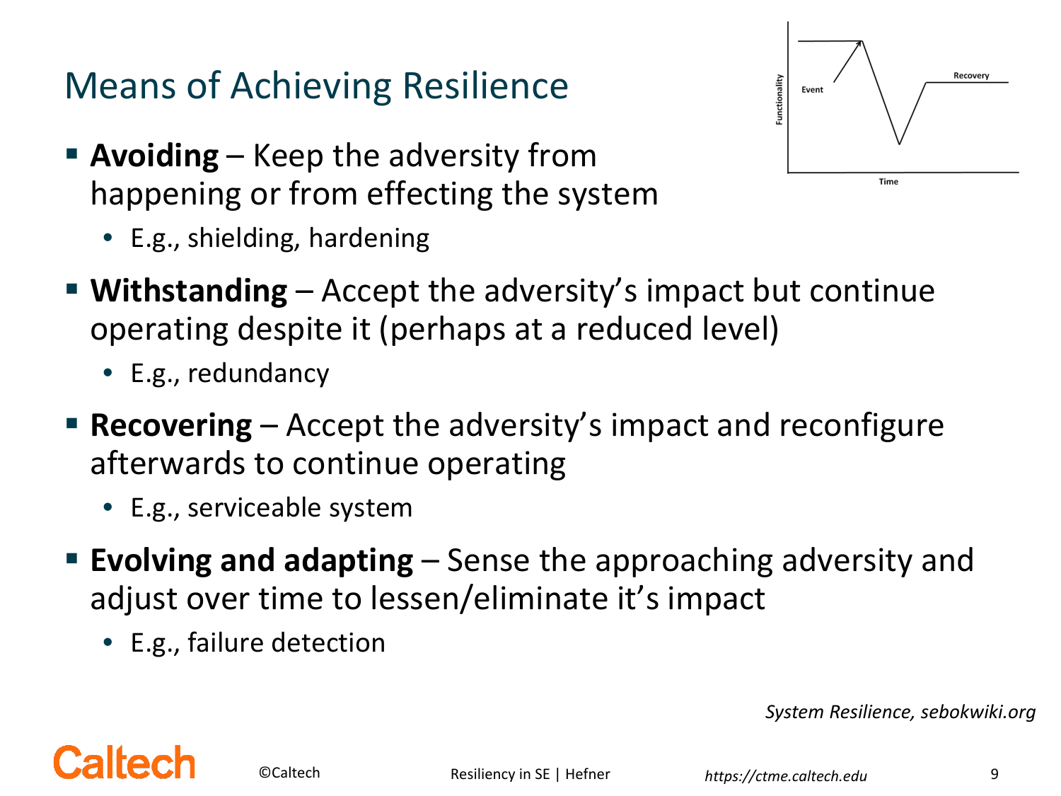# Means of Achieving Resilience

- **Avoiding** – Keep the adversity from happening or from effecting the system
  - E.g., shielding, hardening
- **Withstanding** – Accept the adversity's impact but continue operating despite it (perhaps at a reduced level)
  - E.g., redundancy
- **Recovering** – Accept the adversity's impact and reconfigure afterwards to continue operating
  - E.g., serviceable system
- **Evolving and adapting** – Sense the approaching adversity and adjust over time to lessen/eliminate it's impact
  - E.g., failure detection

*System Resilience, sebokwiki.org*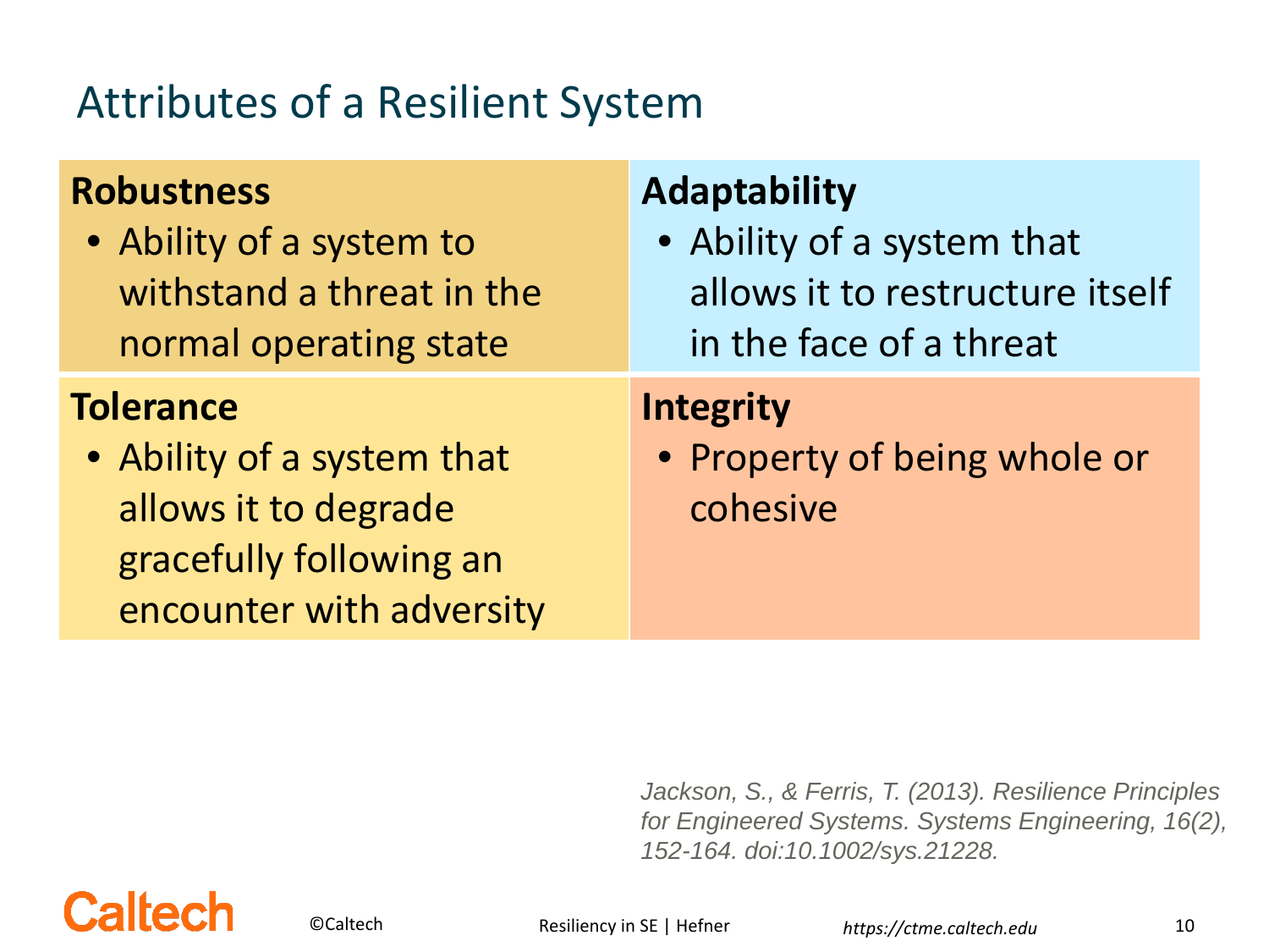# Attributes of a Resilient System

**Robustness**

- Ability of a system to withstand a threat in the normal operating state

**Adaptability**

- Ability of a system that allows it to restructure itself in the face of a threat

**Tolerance**

- Ability of a system that allows it to degrade gracefully following an encounter with adversity

**Integrity**

- Property of being whole or cohesive

*Jackson, S., & Ferris, T. (2013). Resilience Principles for Engineered Systems. Systems Engineering, 16(2), 152-164. doi:10.1002/sys.21228.*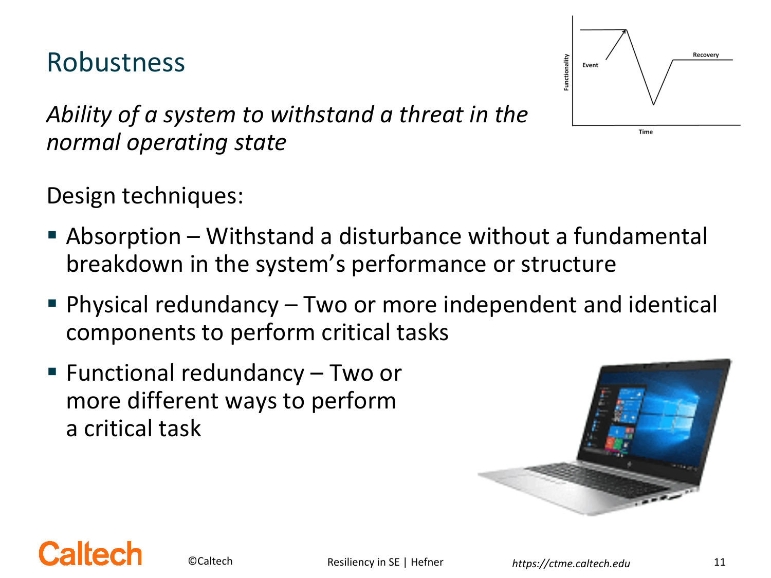# Robustness

*Ability of a system to withstand a threat in the normal operating state*

Design techniques:

- Absorption – Withstand a disturbance without a fundamental breakdown in the system's performance or structure
- Physical redundancy – Two or more independent and identical components to perform critical tasks
- Functional redundancy – Two or more different ways to perform a critical task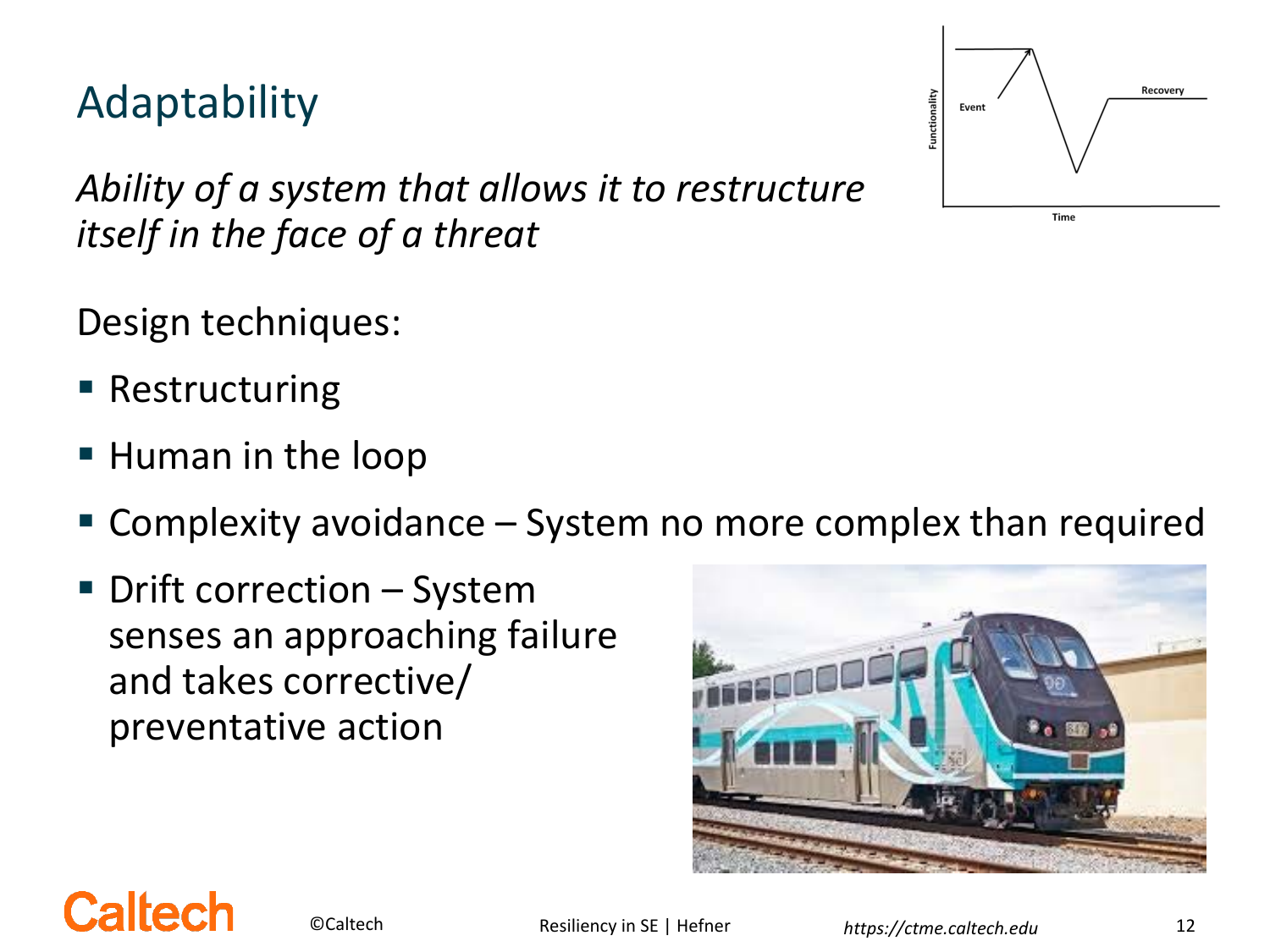# Adaptability

*Ability of a system that allows it to restructure itself in the face of a threat*

Design techniques:

- Restructuring
- Human in the loop
- Complexity avoidance – System no more complex than required
- Drift correction – System senses an approaching failure and takes corrective/ preventative action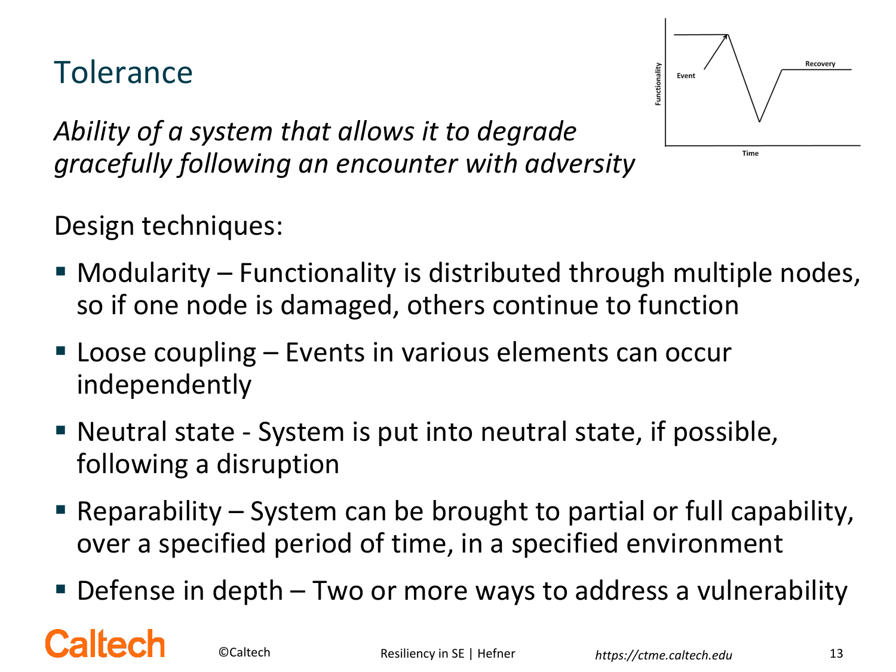# Tolerance

*Ability of a system that allows it to degrade gracefully following an encounter with adversity*

Design techniques:

- Modularity – Functionality is distributed through multiple nodes, so if one node is damaged, others continue to function
- Loose coupling – Events in various elements can occur independently
- Neutral state - System is put into neutral state, if possible, following a disruption
- Reparability – System can be brought to partial or full capability, over a specified period of time, in a specified environment
- Defense in depth – Two or more ways to address a vulnerability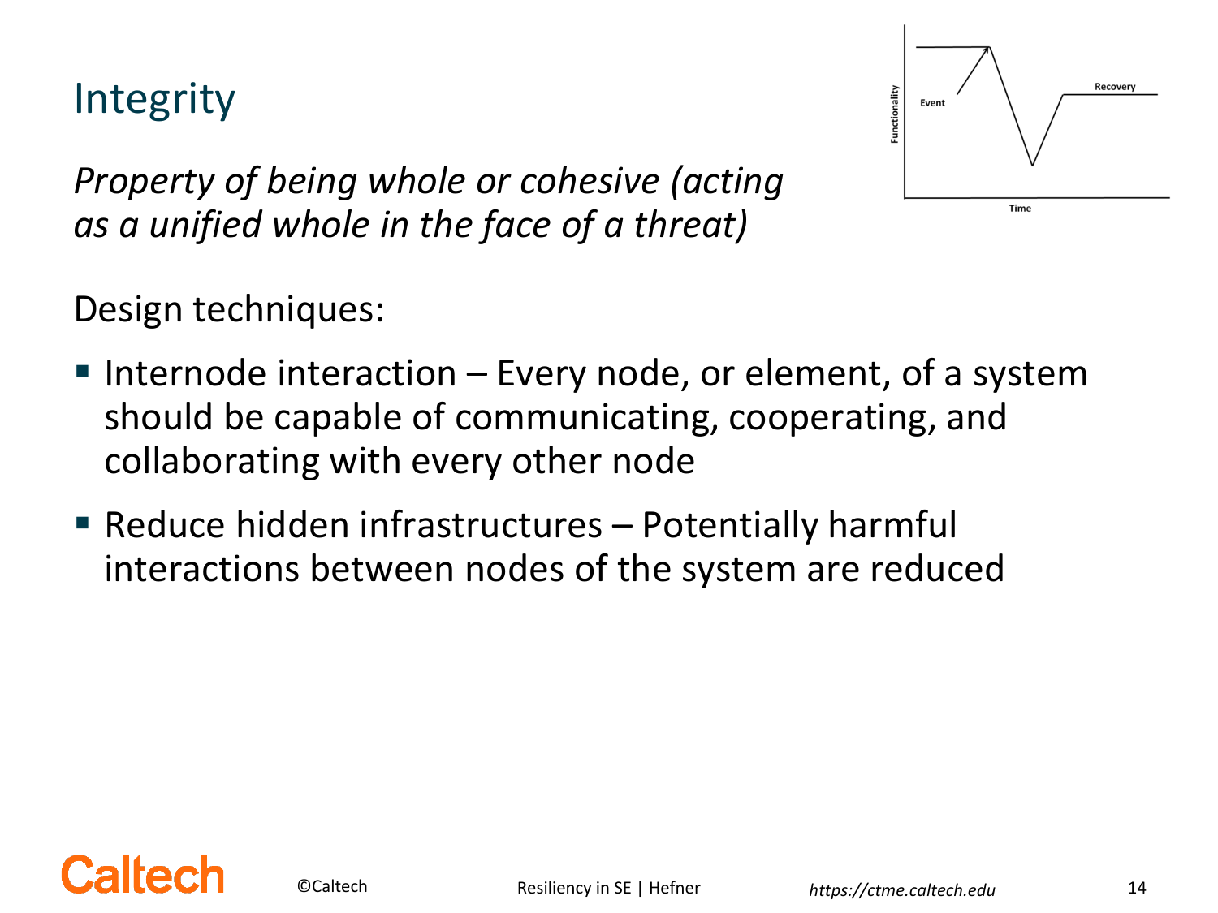# Integrity

*Property of being whole or cohesive (acting as a unified whole in the face of a threat)*

Design techniques:

- Internode interaction – Every node, or element, of a system should be capable of communicating, cooperating, and collaborating with every other node
- Reduce hidden infrastructures – Potentially harmful interactions between nodes of the system are reduced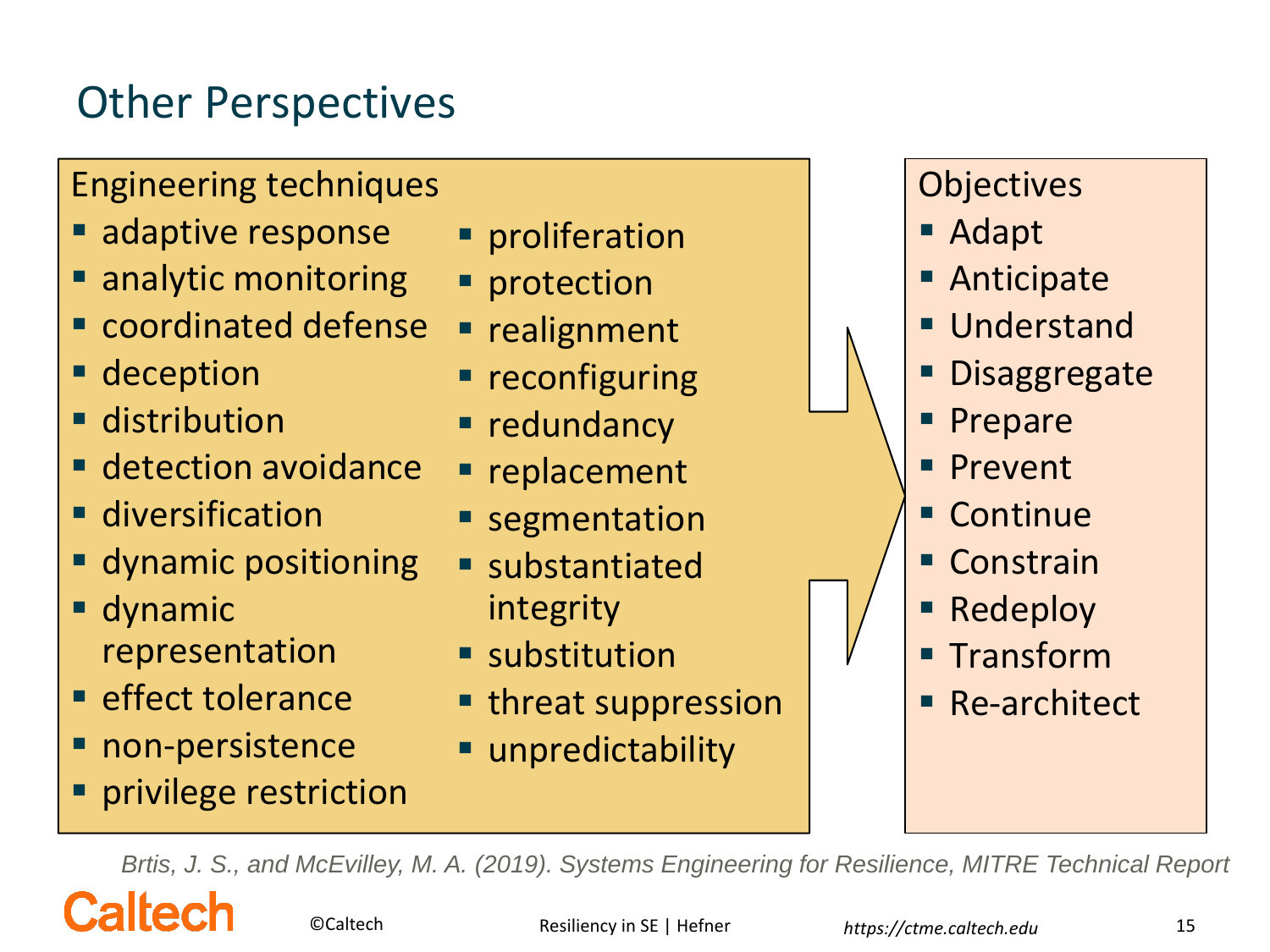# Other Perspectives

**Engineering techniques**

- adaptive response
- analytic monitoring
- coordinated defense
- deception
- distribution
- detection avoidance
- diversification
- dynamic positioning
- dynamic representation
- effect tolerance
- non-persistence
- privilege restriction
- proliferation
- protection
- realignment
- reconfiguring
- redundancy
- replacement
- segmentation
- substantiated integrity
- substitution
- threat suppression
- unpredictability

**Objectives**

- Adapt
- Anticipate
- Understand
- Disaggregate
- Prepare
- Prevent
- Continue
- Constrain
- Redeploy
- Transform
- Re-architect

*Brtis, J. S., and McEvilley, M. A. (2019). Systems Engineering for Resilience, MITRE Technical Report*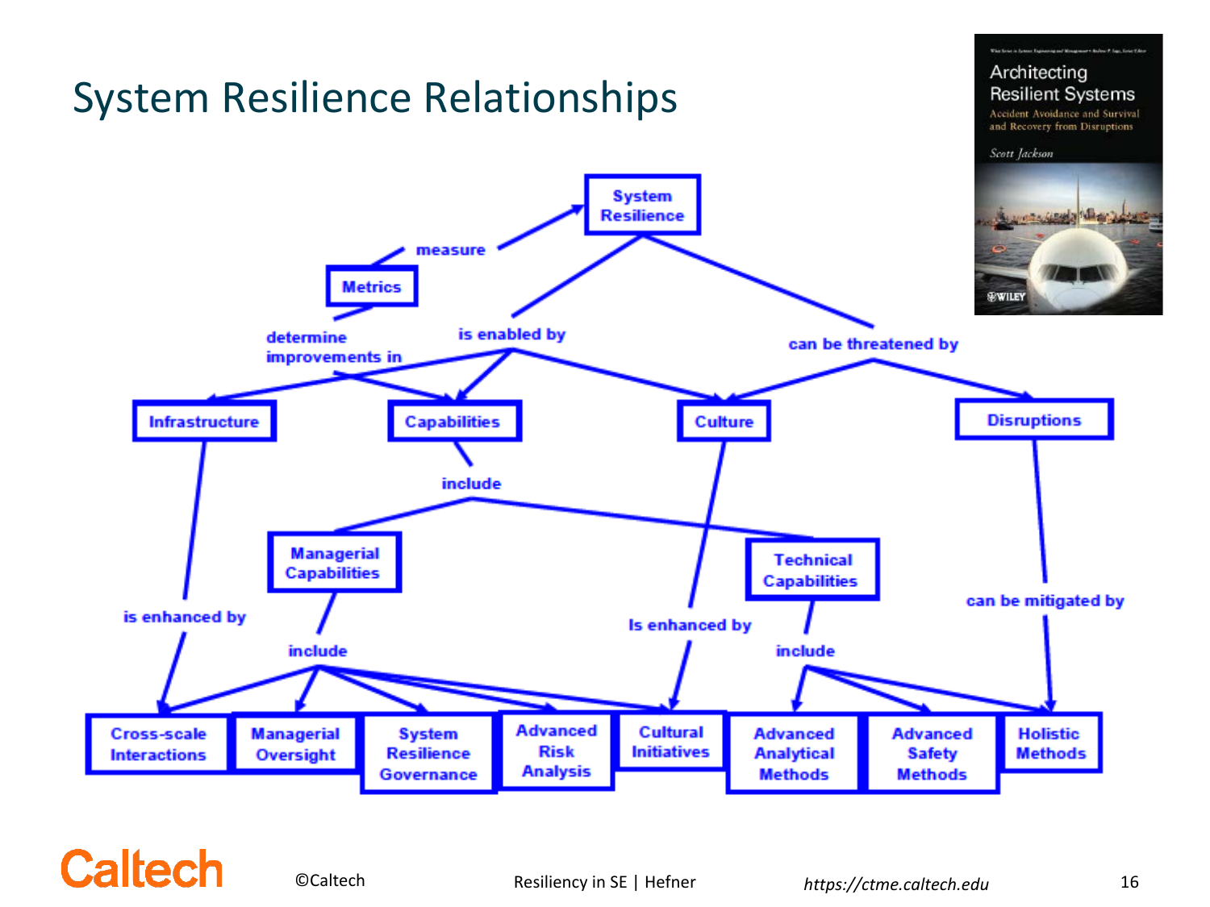# System Resilience Relationships

- **Metrics** measure **System Resilience**
- **Metrics** determine improvements in **Infrastructure**, **Capabilities**, and **Culture**
- **System Resilience** is enabled by **Infrastructure**, **Capabilities**, and **Culture**
- **System Resilience** can be threatened by **Culture** and **Disruptions**
- **Capabilities** include **Managerial Capabilities** and **Technical Capabilities**
- **Infrastructure** is enhanced by **Cross-scale Interactions**
- **Managerial Capabilities** include **Cross-scale Interactions**, **Managerial Oversight**, **System Resilience Governance**, **Advanced Risk Analysis**, and **Cultural Initiatives**
- **Culture** Is enhanced by **Cultural Initiatives**
- **Technical Capabilities** include **Advanced Analytical Methods**, **Advanced Safety Methods**, and **Holistic Methods**
- **Disruptions** can be mitigated by **Holistic Methods**

*Architecting Resilient Systems: Accident Avoidance and Survival and Recovery from Disruptions* — Scott Jackson (Wiley)

©Caltech

Resiliency in SE | Hefner

*https://ctme.caltech.edu*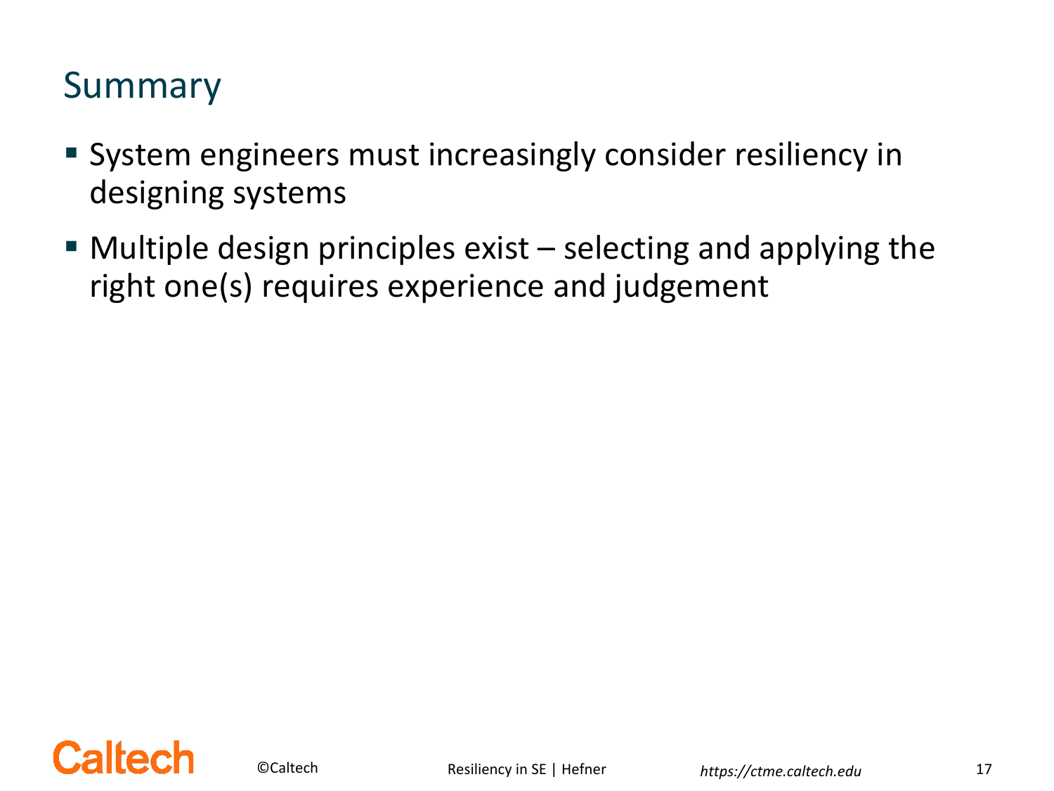# Summary

- System engineers must increasingly consider resiliency in designing systems
- Multiple design principles exist – selecting and applying the right one(s) requires experience and judgement